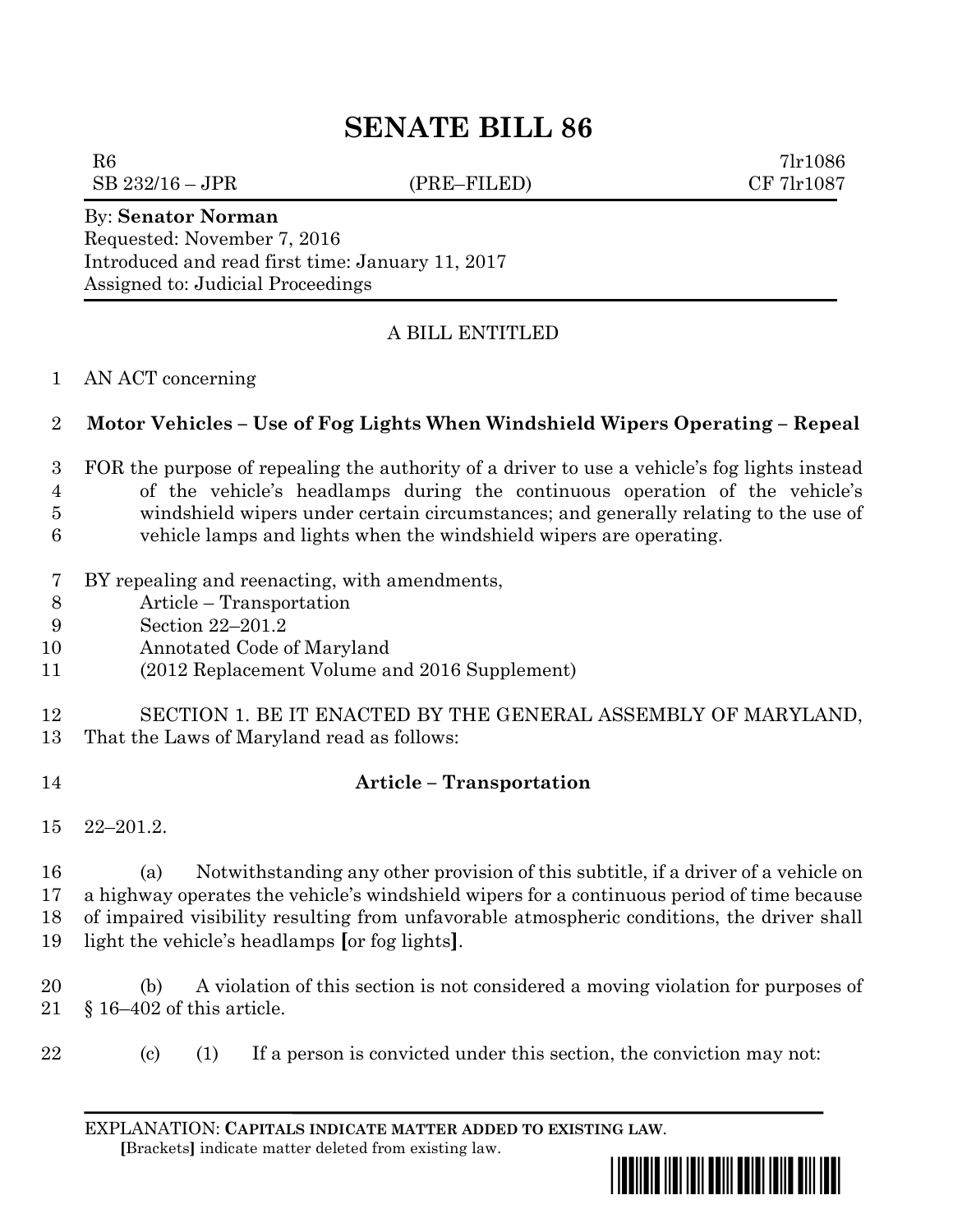# SENATE BILL 86

R6 7lr1086
SB 232/16 – JPR (PRE–FILED) CF 7lr1087

By: **Senator Norman**
Requested: November 7, 2016
Introduced and read first time: January 11, 2017
Assigned to: Judicial Proceedings

A BILL ENTITLED

AN ACT concerning

**Motor Vehicles – Use of Fog Lights When Windshield Wipers Operating – Repeal**

FOR the purpose of repealing the authority of a driver to use a vehicle's fog lights instead of the vehicle's headlamps during the continuous operation of the vehicle's windshield wipers under certain circumstances; and generally relating to the use of vehicle lamps and lights when the windshield wipers are operating.

BY repealing and reenacting, with amendments,
Article – Transportation
Section 22–201.2
Annotated Code of Maryland
(2012 Replacement Volume and 2016 Supplement)

SECTION 1. BE IT ENACTED BY THE GENERAL ASSEMBLY OF MARYLAND, That the Laws of Maryland read as follows:

**Article – Transportation**

22–201.2.

(a) Notwithstanding any other provision of this subtitle, if a driver of a vehicle on a highway operates the vehicle's windshield wipers for a continuous period of time because of impaired visibility resulting from unfavorable atmospheric conditions, the driver shall light the vehicle's headlamps **[**or fog lights**]**.

(b) A violation of this section is not considered a moving violation for purposes of § 16–402 of this article.

(c) (1) If a person is convicted under this section, the conviction may not:

EXPLANATION: **CAPITALS INDICATE MATTER ADDED TO EXISTING LAW**.
**[**Brackets**]** indicate matter deleted from existing law.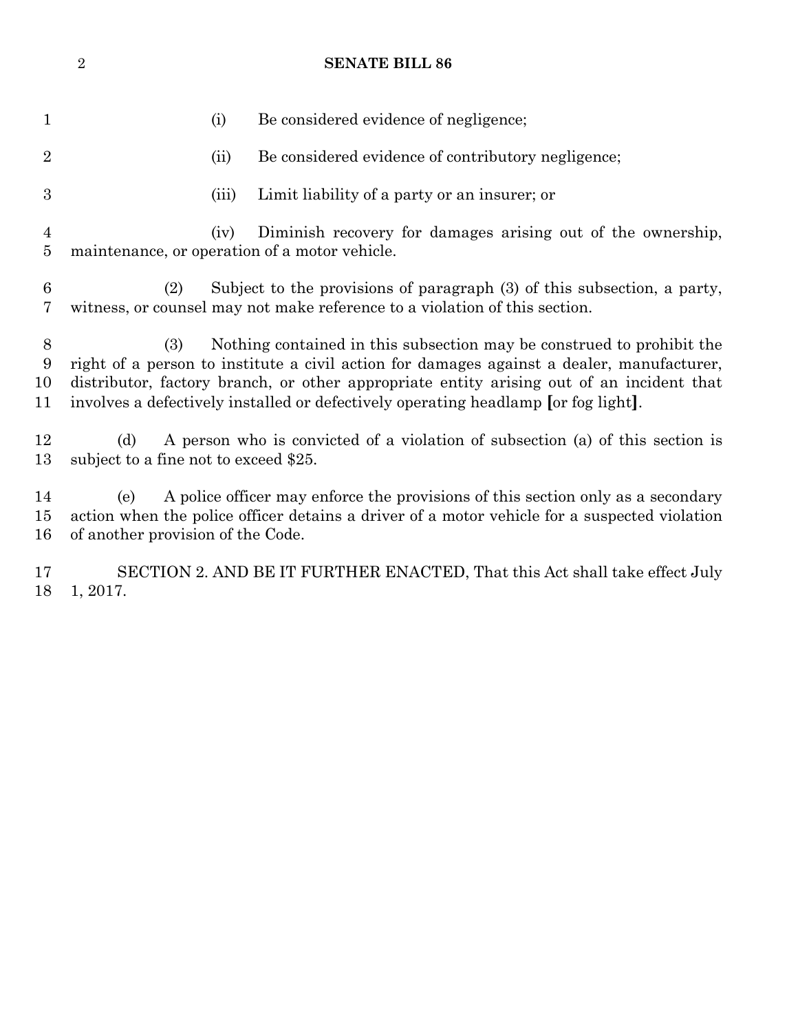(i) Be considered evidence of negligence;

(ii) Be considered evidence of contributory negligence;

(iii) Limit liability of a party or an insurer; or

(iv) Diminish recovery for damages arising out of the ownership, maintenance, or operation of a motor vehicle.

(2) Subject to the provisions of paragraph (3) of this subsection, a party, witness, or counsel may not make reference to a violation of this section.

(3) Nothing contained in this subsection may be construed to prohibit the right of a person to institute a civil action for damages against a dealer, manufacturer, distributor, factory branch, or other appropriate entity arising out of an incident that involves a defectively installed or defectively operating headlamp [or fog light].

(d) A person who is convicted of a violation of subsection (a) of this section is subject to a fine not to exceed $25.

(e) A police officer may enforce the provisions of this section only as a secondary action when the police officer detains a driver of a motor vehicle for a suspected violation of another provision of the Code.

SECTION 2. AND BE IT FURTHER ENACTED, That this Act shall take effect July 1, 2017.